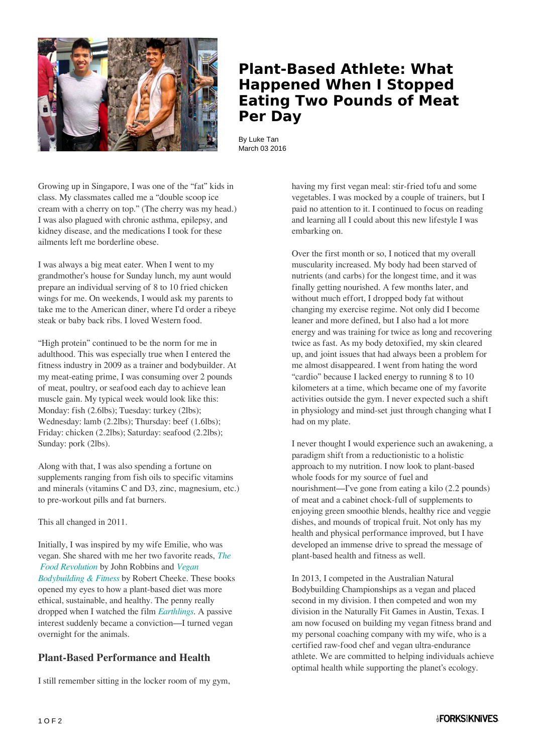# Plant-Based Athlete: What Happened When I Stopped Eating Two Pounds of Meat Per Day

By Luke Tan
March 03 2016

Growing up in Singapore, I was one of the "fat" kids in class. My classmates called me a "double scoop ice cream with a cherry on top." (The cherry was my head.) I was also plagued with chronic asthma, epilepsy, and kidney disease, and the medications I took for these ailments left me borderline obese.

I was always a big meat eater. When I went to my grandmother's house for Sunday lunch, my aunt would prepare an individual serving of 8 to 10 fried chicken wings for me. On weekends, I would ask my parents to take me to the American diner, where I'd order a ribeye steak or baby back ribs. I loved Western food.

"High protein" continued to be the norm for me in adulthood. This was especially true when I entered the fitness industry in 2009 as a trainer and bodybuilder. At my meat-eating prime, I was consuming over 2 pounds of meat, poultry, or seafood each day to achieve lean muscle gain. My typical week would look like this: Monday: fish (2.6lbs); Tuesday: turkey (2lbs); Wednesday: lamb (2.2lbs); Thursday: beef (1.6lbs); Friday: chicken (2.2lbs); Saturday: seafood (2.2lbs); Sunday: pork (2lbs).

Along with that, I was also spending a fortune on supplements ranging from fish oils to specific vitamins and minerals (vitamins C and D3, zinc, magnesium, etc.) to pre-workout pills and fat burners.

This all changed in 2011.

Initially, I was inspired by my wife Emilie, who was vegan. She shared with me her two favorite reads, *The Food Revolution* by John Robbins and *Vegan Bodybuilding & Fitness* by Robert Cheeke. These books opened my eyes to how a plant-based diet was more ethical, sustainable, and healthy. The penny really dropped when I watched the film *Earthlings*. A passive interest suddenly became a conviction—I turned vegan overnight for the animals.

## Plant-Based Performance and Health

I still remember sitting in the locker room of my gym, having my first vegan meal: stir-fried tofu and some vegetables. I was mocked by a couple of trainers, but I paid no attention to it. I continued to focus on reading and learning all I could about this new lifestyle I was embarking on.

Over the first month or so, I noticed that my overall muscularity increased. My body had been starved of nutrients (and carbs) for the longest time, and it was finally getting nourished. A few months later, and without much effort, I dropped body fat without changing my exercise regime. Not only did I become leaner and more defined, but I also had a lot more energy and was training for twice as long and recovering twice as fast. As my body detoxified, my skin cleared up, and joint issues that had always been a problem for me almost disappeared. I went from hating the word "cardio" because I lacked energy to running 8 to 10 kilometers at a time, which became one of my favorite activities outside the gym. I never expected such a shift in physiology and mind-set just through changing what I had on my plate.

I never thought I would experience such an awakening, a paradigm shift from a reductionistic to a holistic approach to my nutrition. I now look to plant-based whole foods for my source of fuel and nourishment—I've gone from eating a kilo (2.2 pounds) of meat and a cabinet chock-full of supplements to enjoying green smoothie blends, healthy rice and veggie dishes, and mounds of tropical fruit. Not only has my health and physical performance improved, but I have developed an immense drive to spread the message of plant-based health and fitness as well.

In 2013, I competed in the Australian Natural Bodybuilding Championships as a vegan and placed second in my division. I then competed and won my division in the Naturally Fit Games in Austin, Texas. I am now focused on building my vegan fitness brand and my personal coaching company with my wife, who is a certified raw-food chef and vegan ultra-endurance athlete. We are committed to helping individuals achieve optimal health while supporting the planet's ecology.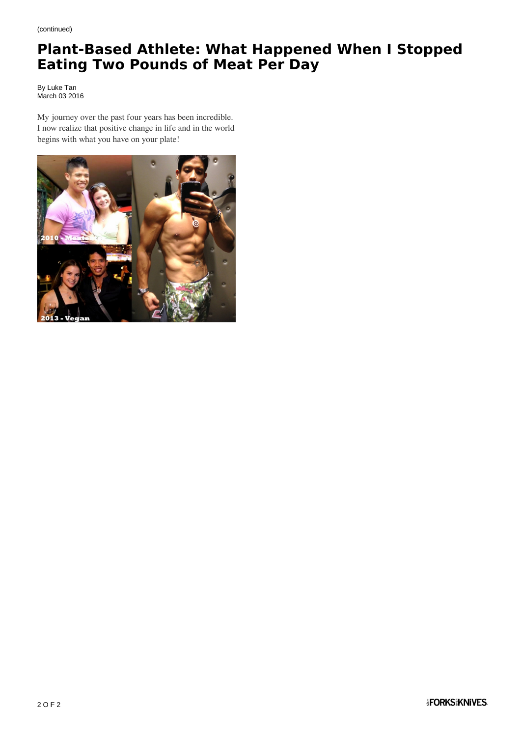(continued)

# Plant-Based Athlete: What Happened When I Stopped Eating Two Pounds of Meat Per Day

By Luke Tan
March 03 2016

My journey over the past four years has been incredible. I now realize that positive change in life and in the world begins with what you have on your plate!